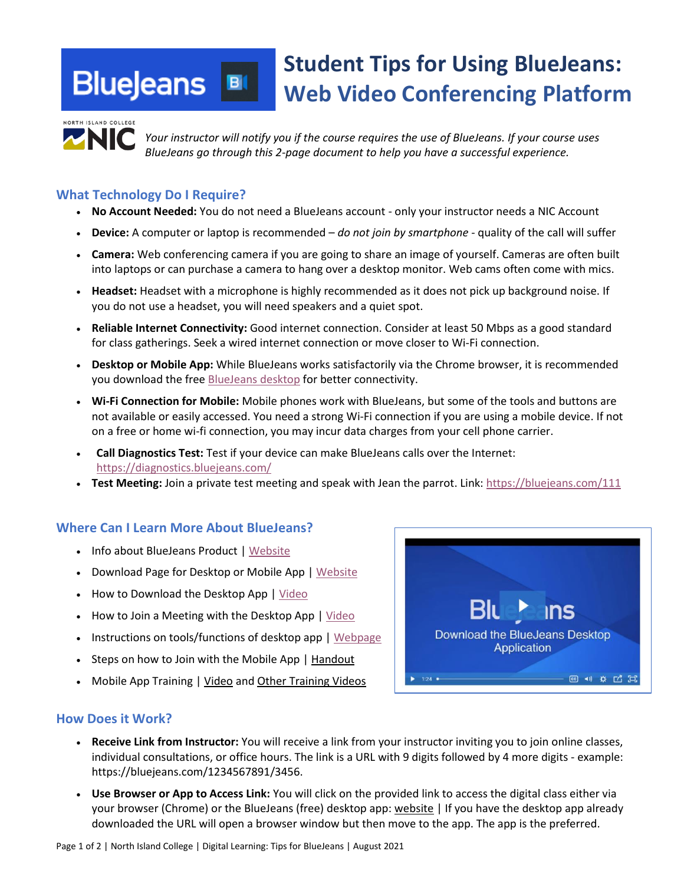# Student Tips for Using BlueJeans: Web Video Conferencing Platform

*Your instructor will notify you if the course requires the use of BlueJeans. If your course uses BlueJeans go through this 2-page document to help you have a successful experience.*

## What Technology Do I Require?

- **No Account Needed:** You do not need a BlueJeans account - only your instructor needs a NIC Account
- **Device:** A computer or laptop is recommended – *do not join by smartphone* - quality of the call will suffer
- **Camera:** Web conferencing camera if you are going to share an image of yourself. Cameras are often built into laptops or can purchase a camera to hang over a desktop monitor. Web cams often come with mics.
- **Headset:** Headset with a microphone is highly recommended as it does not pick up background noise. If you do not use a headset, you will need speakers and a quiet spot.
- **Reliable Internet Connectivity:** Good internet connection. Consider at least 50 Mbps as a good standard for class gatherings. Seek a wired internet connection or move closer to Wi-Fi connection.
- **Desktop or Mobile App:** While BlueJeans works satisfactorily via the Chrome browser, it is recommended you download the free BlueJeans desktop for better connectivity.
- **Wi-Fi Connection for Mobile:** Mobile phones work with BlueJeans, but some of the tools and buttons are not available or easily accessed. You need a strong Wi-Fi connection if you are using a mobile device. If not on a free or home wi-fi connection, you may incur data charges from your cell phone carrier.
- **Call Diagnostics Test:** Test if your device can make BlueJeans calls over the Internet: https://diagnostics.bluejeans.com/
- **Test Meeting:** Join a private test meeting and speak with Jean the parrot. Link: https://bluejeans.com/111

## Where Can I Learn More About BlueJeans?

- Info about BlueJeans Product | Website
- Download Page for Desktop or Mobile App | Website
- How to Download the Desktop App | Video
- How to Join a Meeting with the Desktop App | Video
- Instructions on tools/functions of desktop app | Webpage
- Steps on how to Join with the Mobile App | Handout
- Mobile App Training | Video and Other Training Videos

## How Does it Work?

- **Receive Link from Instructor:** You will receive a link from your instructor inviting you to join online classes, individual consultations, or office hours. The link is a URL with 9 digits followed by 4 more digits - example: https://bluejeans.com/1234567891/3456.
- **Use Browser or App to Access Link:** You will click on the provided link to access the digital class either via your browser (Chrome) or the BlueJeans (free) desktop app: website | If you have the desktop app already downloaded the URL will open a browser window but then move to the app. The app is the preferred.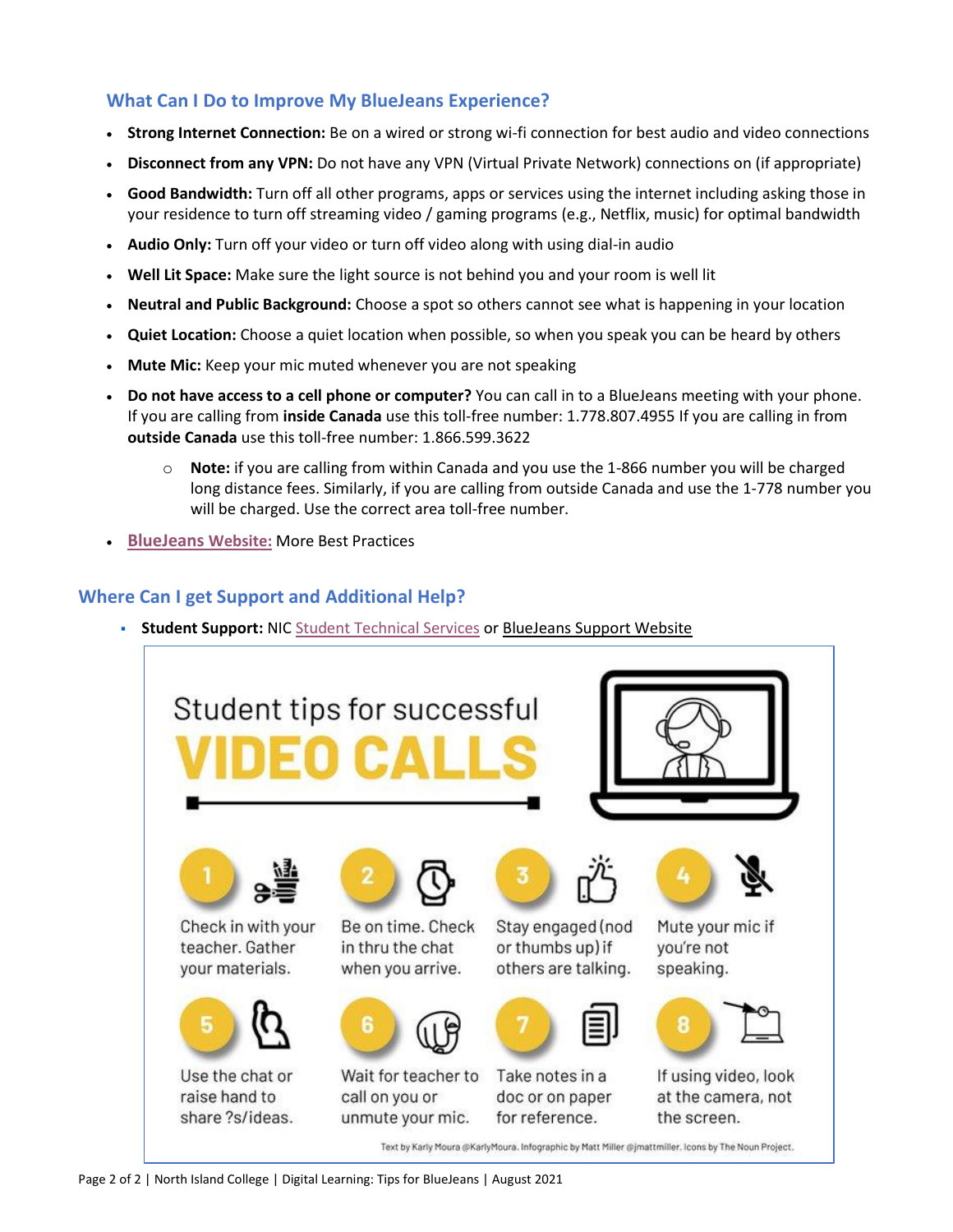## What Can I Do to Improve My BlueJeans Experience?

- **Strong Internet Connection:** Be on a wired or strong wi-fi connection for best audio and video connections
- **Disconnect from any VPN:** Do not have any VPN (Virtual Private Network) connections on (if appropriate)
- **Good Bandwidth:** Turn off all other programs, apps or services using the internet including asking those in your residence to turn off streaming video / gaming programs (e.g., Netflix, music) for optimal bandwidth
- **Audio Only:** Turn off your video or turn off video along with using dial-in audio
- **Well Lit Space:** Make sure the light source is not behind you and your room is well lit
- **Neutral and Public Background:** Choose a spot so others cannot see what is happening in your location
- **Quiet Location:** Choose a quiet location when possible, so when you speak you can be heard by others
- **Mute Mic:** Keep your mic muted whenever you are not speaking
- **Do not have access to a cell phone or computer?** You can call in to a BlueJeans meeting with your phone. If you are calling from **inside Canada** use this toll-free number: 1.778.807.4955 If you are calling in from **outside Canada** use this toll-free number: 1.866.599.3622
  - **Note:** if you are calling from within Canada and you use the 1-866 number you will be charged long distance fees. Similarly, if you are calling from outside Canada and use the 1-778 number you will be charged. Use the correct area toll-free number.
- **BlueJeans Website:** More Best Practices

## Where Can I get Support and Additional Help?

- **Student Support:** NIC Student Technical Services or BlueJeans Support Website

Student tips for successful
VIDEO CALLS

1 Check in with your teacher. Gather your materials.

2 Be on time. Check in thru the chat when you arrive.

3 Stay engaged (nod or thumbs up) if others are talking.

4 Mute your mic if you're not speaking.

5 Use the chat or raise hand to share ?s/ideas.

6 Wait for teacher to call on you or unmute your mic.

7 Take notes in a doc or on paper for reference.

8 If using video, look at the camera, not the screen.

Text by Karly Moura @KarlyMoura. Infographic by Matt Miller @jmattmiller. Icons by The Noun Project.